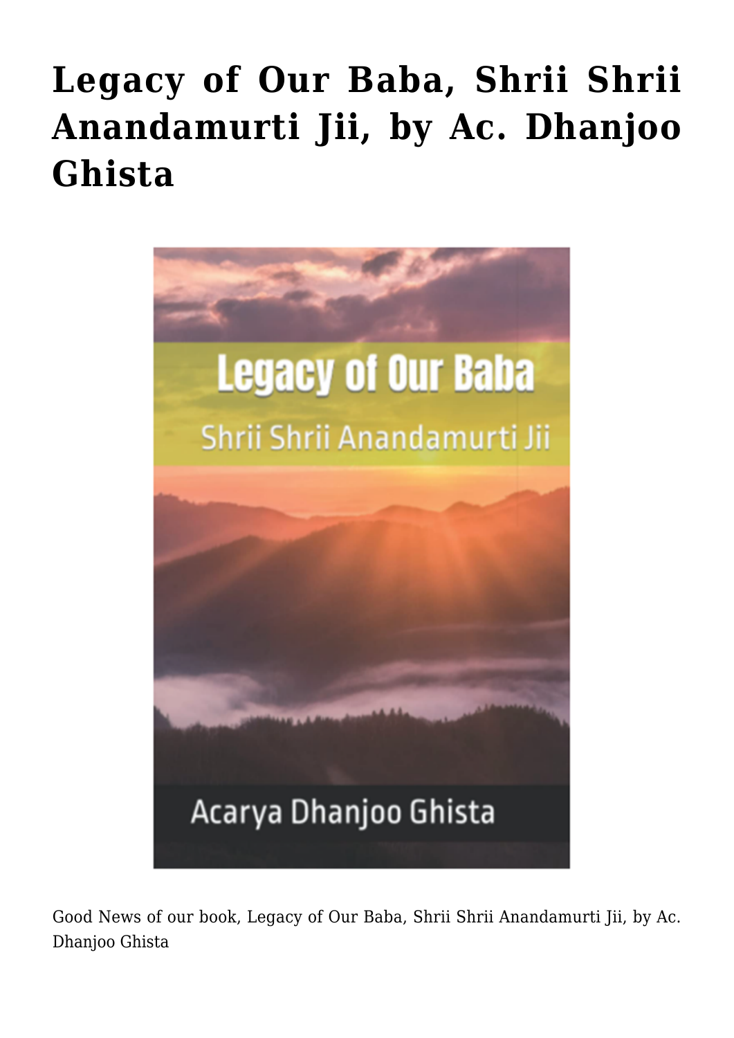# Legacy of Our Baba, Shrii Shrii Anandamurti Jii, by Ac. Dhanjoo Ghista

Good News of our book, Legacy of Our Baba, Shrii Shrii Anandamurti Jii, by Ac. Dhanjoo Ghista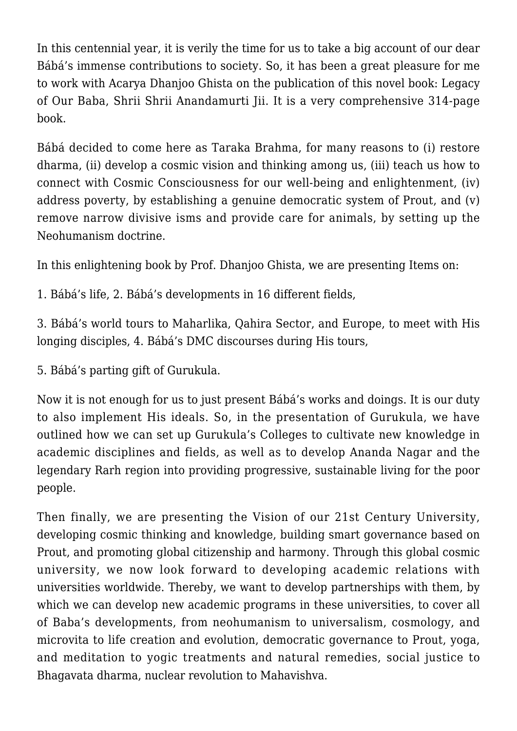In this centennial year, it is verily the time for us to take a big account of our dear Bábá's immense contributions to society. So, it has been a great pleasure for me to work with Acarya Dhanjoo Ghista on the publication of this novel book: Legacy of Our Baba, Shrii Shrii Anandamurti Jii. It is a very comprehensive 314-page book.

Bábá decided to come here as Taraka Brahma, for many reasons to (i) restore dharma, (ii) develop a cosmic vision and thinking among us, (iii) teach us how to connect with Cosmic Consciousness for our well-being and enlightenment, (iv) address poverty, by establishing a genuine democratic system of Prout, and (v) remove narrow divisive isms and provide care for animals, by setting up the Neohumanism doctrine.

In this enlightening book by Prof. Dhanjoo Ghista, we are presenting Items on:

1. Bábá's life, 2. Bábá's developments in 16 different fields,

3. Bábá's world tours to Maharlika, Qahira Sector, and Europe, to meet with His longing disciples, 4. Bábá's DMC discourses during His tours,

5. Bábá's parting gift of Gurukula.

Now it is not enough for us to just present Bábá's works and doings. It is our duty to also implement His ideals. So, in the presentation of Gurukula, we have outlined how we can set up Gurukula's Colleges to cultivate new knowledge in academic disciplines and fields, as well as to develop Ananda Nagar and the legendary Rarh region into providing progressive, sustainable living for the poor people.

Then finally, we are presenting the Vision of our 21st Century University, developing cosmic thinking and knowledge, building smart governance based on Prout, and promoting global citizenship and harmony. Through this global cosmic university, we now look forward to developing academic relations with universities worldwide. Thereby, we want to develop partnerships with them, by which we can develop new academic programs in these universities, to cover all of Baba's developments, from neohumanism to universalism, cosmology, and microvita to life creation and evolution, democratic governance to Prout, yoga, and meditation to yogic treatments and natural remedies, social justice to Bhagavata dharma, nuclear revolution to Mahavishva.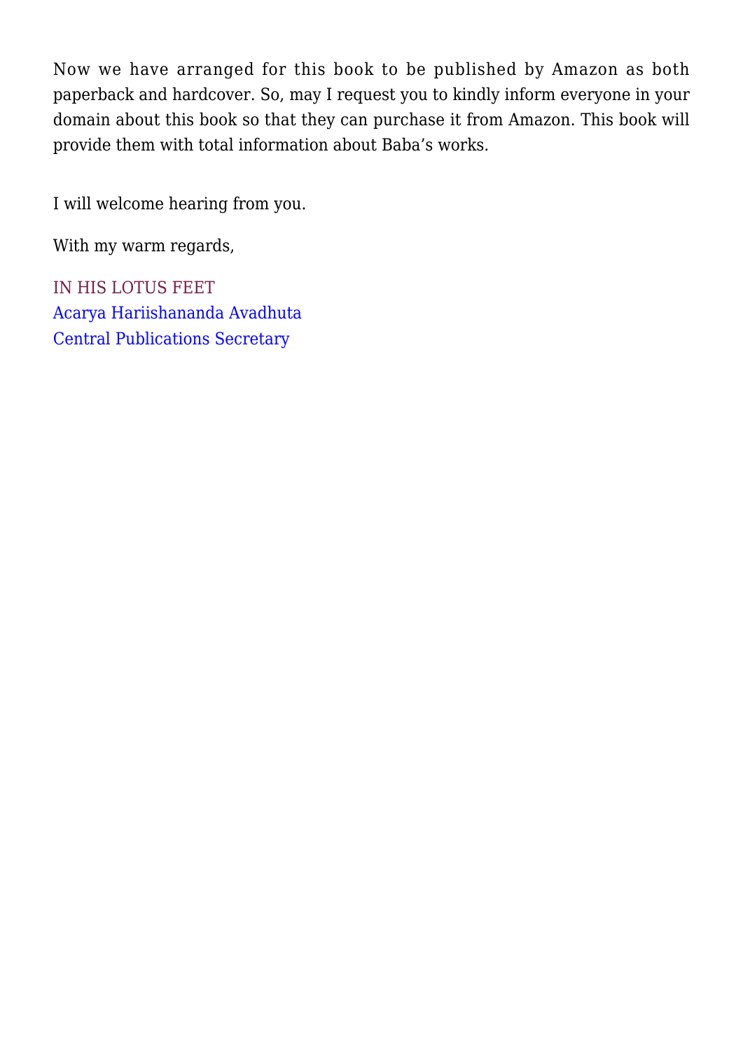Now we have arranged for this book to be published by Amazon as both paperback and hardcover. So, may I request you to kindly inform everyone in your domain about this book so that they can purchase it from Amazon. This book will provide them with total information about Baba's works.

I will welcome hearing from you.

With my warm regards,

IN HIS LOTUS FEET
Acarya Hariishananda Avadhuta
Central Publications Secretary